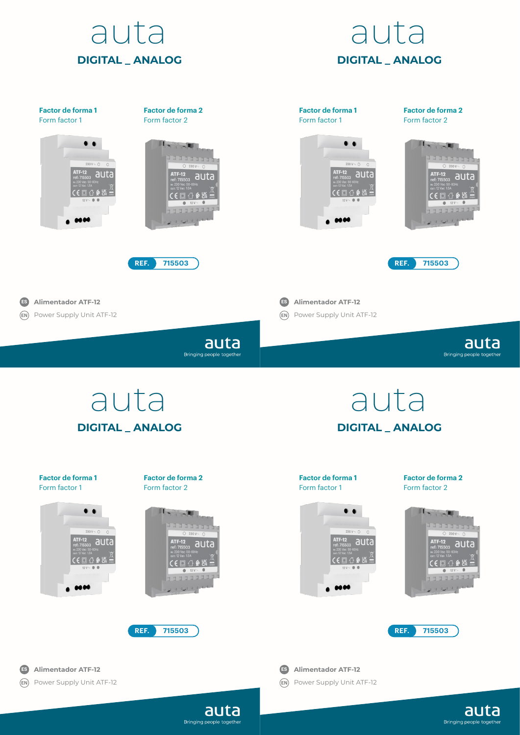auta

**DIGITAL _ ANALOG**

**Factor de forma 1**
Form factor 1

**Factor de forma 2**
Form factor 2

**REF.** 715503

**Alimentador ATF-12**
Power Supply Unit ATF-12

auta
Bringing people together

auta

**DIGITAL _ ANALOG**

**Factor de forma 1**
Form factor 1

**Factor de forma 2**
Form factor 2

**REF.** 715503

**Alimentador ATF-12**
Power Supply Unit ATF-12

auta
Bringing people together

auta

**DIGITAL _ ANALOG**

**Factor de forma 1**
Form factor 1

**Factor de forma 2**
Form factor 2

**REF.** 715503

**Alimentador ATF-12**
Power Supply Unit ATF-12

auta
Bringing people together

auta

**DIGITAL _ ANALOG**

**Factor de forma 1**
Form factor 1

**Factor de forma 2**
Form factor 2

**REF.** 715503

**Alimentador ATF-12**
Power Supply Unit ATF-12

auta
Bringing people together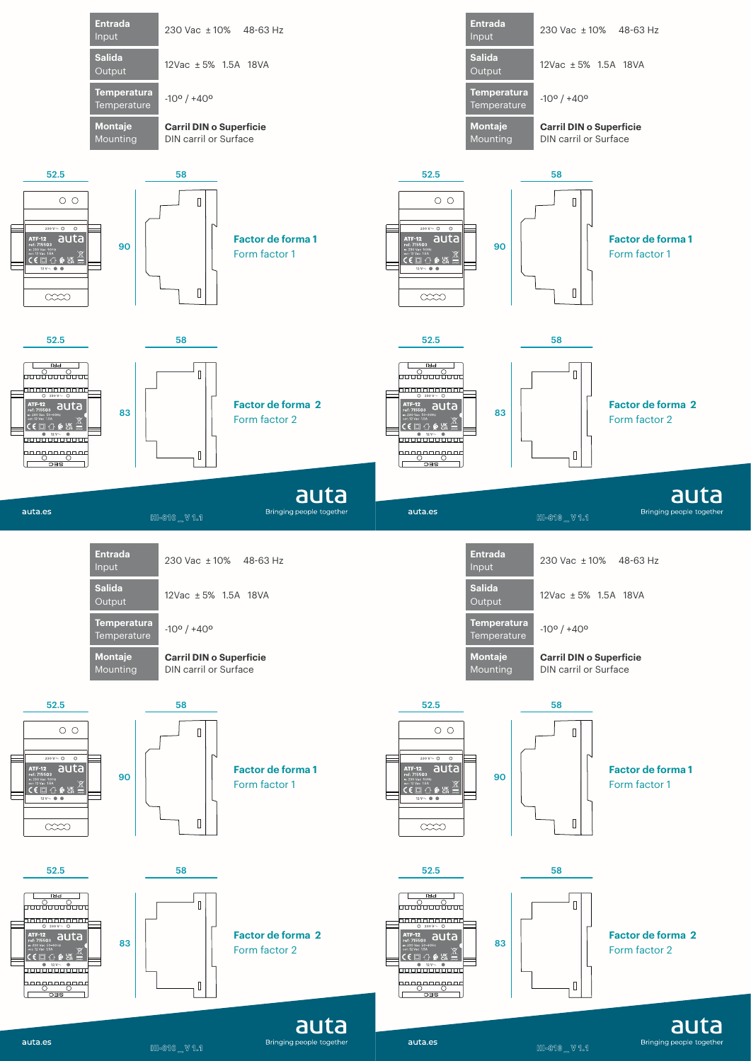| | |
|---|---|
| **Entrada** Input | 230 Vac ± 10% 48-63 Hz |
| **Salida** Output | 12Vac ± 5% 1.5A 18VA |
| **Temperatura** Temperature | -10º / +40º |
| **Montaje** Mounting | **Carril DIN o Superficie** DIN carril or Surface |

52.5
58
90

**Factor de forma 1**
Form factor 1

52.5
58
83

**Factor de forma 2**
Form factor 2

auta.es

auta
Bringing people together

| | |
|---|---|
| **Entrada** Input | 230 Vac ± 10% 48-63 Hz |
| **Salida** Output | 12Vac ± 5% 1.5A 18VA |
| **Temperatura** Temperature | -10º / +40º |
| **Montaje** Mounting | **Carril DIN o Superficie** DIN carril or Surface |

52.5
58
90

**Factor de forma 1**
Form factor 1

52.5
58
83

**Factor de forma 2**
Form factor 2

auta.es

auta
Bringing people together

| | |
|---|---|
| **Entrada** Input | 230 Vac ± 10% 48-63 Hz |
| **Salida** Output | 12Vac ± 5% 1.5A 18VA |
| **Temperatura** Temperature | -10º / +40º |
| **Montaje** Mounting | **Carril DIN o Superficie** DIN carril or Surface |

52.5
58
90

**Factor de forma 1**
Form factor 1

52.5
58
83

**Factor de forma 2**
Form factor 2

auta.es

auta
Bringing people together

| | |
|---|---|
| **Entrada** Input | 230 Vac ± 10% 48-63 Hz |
| **Salida** Output | 12Vac ± 5% 1.5A 18VA |
| **Temperatura** Temperature | -10º / +40º |
| **Montaje** Mounting | **Carril DIN o Superficie** DIN carril or Surface |

52.5
58
90

**Factor de forma 1**
Form factor 1

52.5
58
83

**Factor de forma 2**
Form factor 2

auta.es

auta
Bringing people together